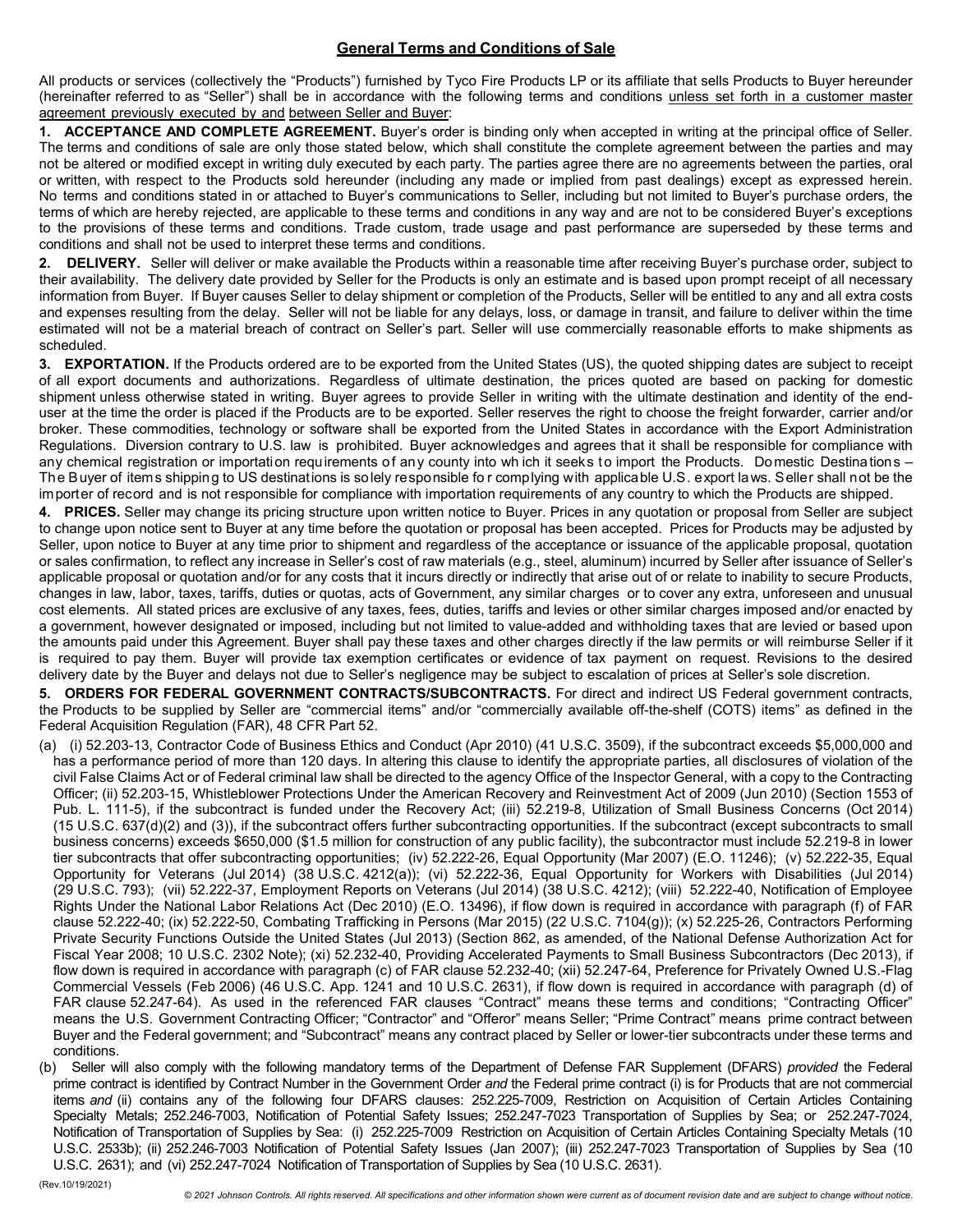## General Terms and Conditions of Sale

All products or services (collectively the "Products") furnished by Tyco Fire Products LP or its affiliate that sells Products to Buyer hereunder (hereinafter referred to as "Seller") shall be in accordance with the following terms and conditions unless set forth in a customer master agreement previously executed by and between Seller and Buyer:

**1. ACCEPTANCE AND COMPLETE AGREEMENT.** Buyer's order is binding only when accepted in writing at the principal office of Seller. The terms and conditions of sale are only those stated below, which shall constitute the complete agreement between the parties and may not be altered or modified except in writing duly executed by each party. The parties agree there are no agreements between the parties, oral or written, with respect to the Products sold hereunder (including any made or implied from past dealings) except as expressed herein. No terms and conditions stated in or attached to Buyer's communications to Seller, including but not limited to Buyer's purchase orders, the terms of which are hereby rejected, are applicable to these terms and conditions in any way and are not to be considered Buyer's exceptions to the provisions of these terms and conditions. Trade custom, trade usage and past performance are superseded by these terms and conditions and shall not be used to interpret these terms and conditions.

**2. DELIVERY.** Seller will deliver or make available the Products within a reasonable time after receiving Buyer's purchase order, subject to their availability. The delivery date provided by Seller for the Products is only an estimate and is based upon prompt receipt of all necessary information from Buyer. If Buyer causes Seller to delay shipment or completion of the Products, Seller will be entitled to any and all extra costs and expenses resulting from the delay. Seller will not be liable for any delays, loss, or damage in transit, and failure to deliver within the time estimated will not be a material breach of contract on Seller's part. Seller will use commercially reasonable efforts to make shipments as scheduled.

**3. EXPORTATION.** If the Products ordered are to be exported from the United States (US), the quoted shipping dates are subject to receipt of all export documents and authorizations. Regardless of ultimate destination, the prices quoted are based on packing for domestic shipment unless otherwise stated in writing. Buyer agrees to provide Seller in writing with the ultimate destination and identity of the end-user at the time the order is placed if the Products are to be exported. Seller reserves the right to choose the freight forwarder, carrier and/or broker. These commodities, technology or software shall be exported from the United States in accordance with the Export Administration Regulations. Diversion contrary to U.S. law is prohibited. Buyer acknowledges and agrees that it shall be responsible for compliance with any chemical registration or importation requirements of any county into which it seeks to import the Products. Domestic Destinations – The Buyer of items shipping to US destinations is solely responsible for complying with applicable U.S. export laws. Seller shall not be the importer of record and is not responsible for compliance with importation requirements of any country to which the Products are shipped.

**4. PRICES.** Seller may change its pricing structure upon written notice to Buyer. Prices in any quotation or proposal from Seller are subject to change upon notice sent to Buyer at any time before the quotation or proposal has been accepted. Prices for Products may be adjusted by Seller, upon notice to Buyer at any time prior to shipment and regardless of the acceptance or issuance of the applicable proposal, quotation or sales confirmation, to reflect any increase in Seller's cost of raw materials (e.g., steel, aluminum) incurred by Seller after issuance of Seller's applicable proposal or quotation and/or for any costs that it incurs directly or indirectly that arise out of or relate to inability to secure Products, changes in law, labor, taxes, tariffs, duties or quotas, acts of Government, any similar charges or to cover any extra, unforeseen and unusual cost elements. All stated prices are exclusive of any taxes, fees, duties, tariffs and levies or other similar charges imposed and/or enacted by a government, however designated or imposed, including but not limited to value-added and withholding taxes that are levied or based upon the amounts paid under this Agreement. Buyer shall pay these taxes and other charges directly if the law permits or will reimburse Seller if it is required to pay them. Buyer will provide tax exemption certificates or evidence of tax payment on request. Revisions to the desired delivery date by the Buyer and delays not due to Seller's negligence may be subject to escalation of prices at Seller's sole discretion.

**5. ORDERS FOR FEDERAL GOVERNMENT CONTRACTS/SUBCONTRACTS.** For direct and indirect US Federal government contracts, the Products to be supplied by Seller are "commercial items" and/or "commercially available off-the-shelf (COTS) items" as defined in the Federal Acquisition Regulation (FAR), 48 CFR Part 52.

(a) (i) 52.203-13, Contractor Code of Business Ethics and Conduct (Apr 2010) (41 U.S.C. 3509), if the subcontract exceeds $5,000,000 and has a performance period of more than 120 days. In altering this clause to identify the appropriate parties, all disclosures of violation of the civil False Claims Act or of Federal criminal law shall be directed to the agency Office of the Inspector General, with a copy to the Contracting Officer; (ii) 52.203-15, Whistleblower Protections Under the American Recovery and Reinvestment Act of 2009 (Jun 2010) (Section 1553 of Pub. L. 111-5), if the subcontract is funded under the Recovery Act; (iii) 52.219-8, Utilization of Small Business Concerns (Oct 2014) (15 U.S.C. 637(d)(2) and (3)), if the subcontract offers further subcontracting opportunities. If the subcontract (except subcontracts to small business concerns) exceeds $650,000 ($1.5 million for construction of any public facility), the subcontractor must include 52.219-8 in lower tier subcontracts that offer subcontracting opportunities; (iv) 52.222-26, Equal Opportunity (Mar 2007) (E.O. 11246); (v) 52.222-35, Equal Opportunity for Veterans (Jul 2014) (38 U.S.C. 4212(a)); (vi) 52.222-36, Equal Opportunity for Workers with Disabilities (Jul 2014) (29 U.S.C. 793); (vii) 52.222-37, Employment Reports on Veterans (Jul 2014) (38 U.S.C. 4212); (viii) 52.222-40, Notification of Employee Rights Under the National Labor Relations Act (Dec 2010) (E.O. 13496), if flow down is required in accordance with paragraph (f) of FAR clause 52.222-40; (ix) 52.222-50, Combating Trafficking in Persons (Mar 2015) (22 U.S.C. 7104(g)); (x) 52.225-26, Contractors Performing Private Security Functions Outside the United States (Jul 2013) (Section 862, as amended, of the National Defense Authorization Act for Fiscal Year 2008; 10 U.S.C. 2302 Note); (xi) 52.232-40, Providing Accelerated Payments to Small Business Subcontractors (Dec 2013), if flow down is required in accordance with paragraph (c) of FAR clause 52.232-40; (xii) 52.247-64, Preference for Privately Owned U.S.-Flag Commercial Vessels (Feb 2006) (46 U.S.C. App. 1241 and 10 U.S.C. 2631), if flow down is required in accordance with paragraph (d) of FAR clause 52.247-64). As used in the referenced FAR clauses "Contract" means these terms and conditions; "Contracting Officer" means the U.S. Government Contracting Officer; "Contractor" and "Offeror" means Seller; "Prime Contract" means prime contract between Buyer and the Federal government; and "Subcontract" means any contract placed by Seller or lower-tier subcontracts under these terms and conditions.

(b) Seller will also comply with the following mandatory terms of the Department of Defense FAR Supplement (DFARS) *provided* the Federal prime contract is identified by Contract Number in the Government Order *and* the Federal prime contract (i) is for Products that are not commercial items *and* (ii) contains any of the following four DFARS clauses: 252.225-7009, Restriction on Acquisition of Certain Articles Containing Specialty Metals; 252.246-7003, Notification of Potential Safety Issues; 252.247-7023 Transportation of Supplies by Sea; or 252.247-7024, Notification of Transportation of Supplies by Sea: (i) 252.225-7009 Restriction on Acquisition of Certain Articles Containing Specialty Metals (10 U.S.C. 2533b); (ii) 252.246-7003 Notification of Potential Safety Issues (Jan 2007); (iii) 252.247-7023 Transportation of Supplies by Sea (10 U.S.C. 2631); and (vi) 252.247-7024 Notification of Transportation of Supplies by Sea (10 U.S.C. 2631).

(Rev.10/19/2021)

*© 2021 Johnson Controls. All rights reserved. All specifications and other information shown were current as of document revision date and are subject to change without notice.*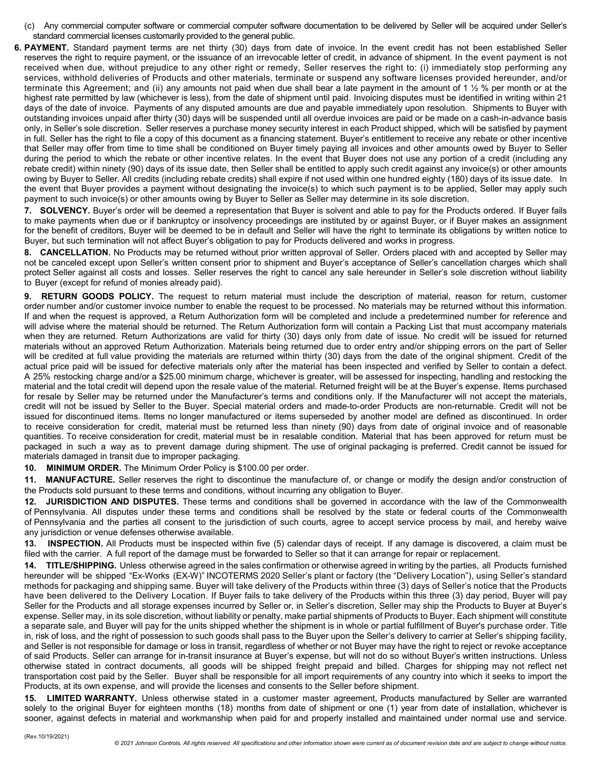(c) Any commercial computer software or commercial computer software documentation to be delivered by Seller will be acquired under Seller's standard commercial licenses customarily provided to the general public.

**6. PAYMENT.** Standard payment terms are net thirty (30) days from date of invoice. In the event credit has not been established Seller reserves the right to require payment, or the issuance of an irrevocable letter of credit, in advance of shipment. In the event payment is not received when due, without prejudice to any other right or remedy, Seller reserves the right to: (i) immediately stop performing any services, withhold deliveries of Products and other materials, terminate or suspend any software licenses provided hereunder, and/or terminate this Agreement; and (ii) any amounts not paid when due shall bear a late payment in the amount of 1 ½ % per month or at the highest rate permitted by law (whichever is less), from the date of shipment until paid. Invoicing disputes must be identified in writing within 21 days of the date of invoice. Payments of any disputed amounts are due and payable immediately upon resolution. Shipments to Buyer with outstanding invoices unpaid after thirty (30) days will be suspended until all overdue invoices are paid or be made on a cash-in-advance basis only, in Seller's sole discretion. Seller reserves a purchase money security interest in each Product shipped, which will be satisfied by payment in full. Seller has the right to file a copy of this document as a financing statement. Buyer's entitlement to receive any rebate or other incentive that Seller may offer from time to time shall be conditioned on Buyer timely paying all invoices and other amounts owed by Buyer to Seller during the period to which the rebate or other incentive relates. In the event that Buyer does not use any portion of a credit (including any rebate credit) within ninety (90) days of its issue date, then Seller shall be entitled to apply such credit against any invoice(s) or other amounts owing by Buyer to Seller. All credits (including rebate credits) shall expire if not used within one hundred eighty (180) days of its issue date. In the event that Buyer provides a payment without designating the invoice(s) to which such payment is to be applied, Seller may apply such payment to such invoice(s) or other amounts owing by Buyer to Seller as Seller may determine in its sole discretion.

**7. SOLVENCY.** Buyer's order will be deemed a representation that Buyer is solvent and able to pay for the Products ordered. If Buyer fails to make payments when due or if bankruptcy or insolvency proceedings are instituted by or against Buyer, or if Buyer makes an assignment for the benefit of creditors, Buyer will be deemed to be in default and Seller will have the right to terminate its obligations by written notice to Buyer, but such termination will not affect Buyer's obligation to pay for Products delivered and works in progress.

**8. CANCELLATION.** No Products may be returned without prior written approval of Seller. Orders placed with and accepted by Seller may not be canceled except upon Seller's written consent prior to shipment and Buyer's acceptance of Seller's cancellation charges which shall protect Seller against all costs and losses. Seller reserves the right to cancel any sale hereunder in Seller's sole discretion without liability to Buyer (except for refund of monies already paid).

**9. RETURN GOODS POLICY.** The request to return material must include the description of material, reason for return, customer order number and/or customer invoice number to enable the request to be processed. No materials may be returned without this information. If and when the request is approved, a Return Authorization form will be completed and include a predetermined number for reference and will advise where the material should be returned. The Return Authorization form will contain a Packing List that must accompany materials when they are returned. Return Authorizations are valid for thirty (30) days only from date of issue. No credit will be issued for returned materials without an approved Return Authorization. Materials being returned due to order entry and/or shipping errors on the part of Seller will be credited at full value providing the materials are returned within thirty (30) days from the date of the original shipment. Credit of the actual price paid will be issued for defective materials only after the material has been inspected and verified by Seller to contain a defect. A 25% restocking charge and/or a $25.00 minimum charge, whichever is greater, will be assessed for inspecting, handling and restocking the material and the total credit will depend upon the resale value of the material. Returned freight will be at the Buyer's expense. Items purchased for resale by Seller may be returned under the Manufacturer's terms and conditions only. If the Manufacturer will not accept the materials, credit will not be issued by Seller to the Buyer. Special material orders and made-to-order Products are non-returnable. Credit will not be issued for discontinued items. Items no longer manufactured or items superseded by another model are defined as discontinued. In order to receive consideration for credit, material must be returned less than ninety (90) days from date of original invoice and of reasonable quantities. To receive consideration for credit, material must be in resalable condition. Material that has been approved for return must be packaged in such a way as to prevent damage during shipment. The use of original packaging is preferred. Credit cannot be issued for materials damaged in transit due to improper packaging.

**10. MINIMUM ORDER.** The Minimum Order Policy is $100.00 per order.

**11. MANUFACTURE.** Seller reserves the right to discontinue the manufacture of, or change or modify the design and/or construction of the Products sold pursuant to these terms and conditions, without incurring any obligation to Buyer.

**12. JURISDICTION AND DISPUTES.** These terms and conditions shall be governed in accordance with the law of the Commonwealth of Pennsylvania. All disputes under these terms and conditions shall be resolved by the state or federal courts of the Commonwealth of Pennsylvania and the parties all consent to the jurisdiction of such courts, agree to accept service process by mail, and hereby waive any jurisdiction or venue defenses otherwise available.

**13. INSPECTION.** All Products must be inspected within five (5) calendar days of receipt. If any damage is discovered, a claim must be filed with the carrier. A full report of the damage must be forwarded to Seller so that it can arrange for repair or replacement.

**14. TITLE/SHIPPING.** Unless otherwise agreed in the sales confirmation or otherwise agreed in writing by the parties, all Products furnished hereunder will be shipped "Ex-Works (EX-W)" INCOTERMS 2020 Seller's plant or factory (the "Delivery Location"), using Seller's standard methods for packaging and shipping same. Buyer will take delivery of the Products within three (3) days of Seller's notice that the Products have been delivered to the Delivery Location. If Buyer fails to take delivery of the Products within this three (3) day period, Buyer will pay Seller for the Products and all storage expenses incurred by Seller or, in Seller's discretion, Seller may ship the Products to Buyer at Buyer's expense. Seller may, in its sole discretion, without liability or penalty, make partial shipments of Products to Buyer. Each shipment will constitute a separate sale, and Buyer will pay for the units shipped whether the shipment is in whole or partial fulfillment of Buyer's purchase order. Title in, risk of loss, and the right of possession to such goods shall pass to the Buyer upon the Seller's delivery to carrier at Seller's shipping facility, and Seller is not responsible for damage or loss in transit, regardless of whether or not Buyer may have the right to reject or revoke acceptance of said Products. Seller can arrange for in-transit insurance at Buyer's expense, but will not do so without Buyer's written instructions. Unless otherwise stated in contract documents, all goods will be shipped freight prepaid and billed. Charges for shipping may not reflect net transportation cost paid by the Seller. Buyer shall be responsible for all import requirements of any country into which it seeks to import the Products, at its own expense, and will provide the licenses and consents to the Seller before shipment.

**15. LIMITED WARRANTY.** Unless otherwise stated in a customer master agreement, Products manufactured by Seller are warranted solely to the original Buyer for eighteen months (18) months from date of shipment or one (1) year from date of installation, whichever is sooner, against defects in material and workmanship when paid for and properly installed and maintained under normal use and service.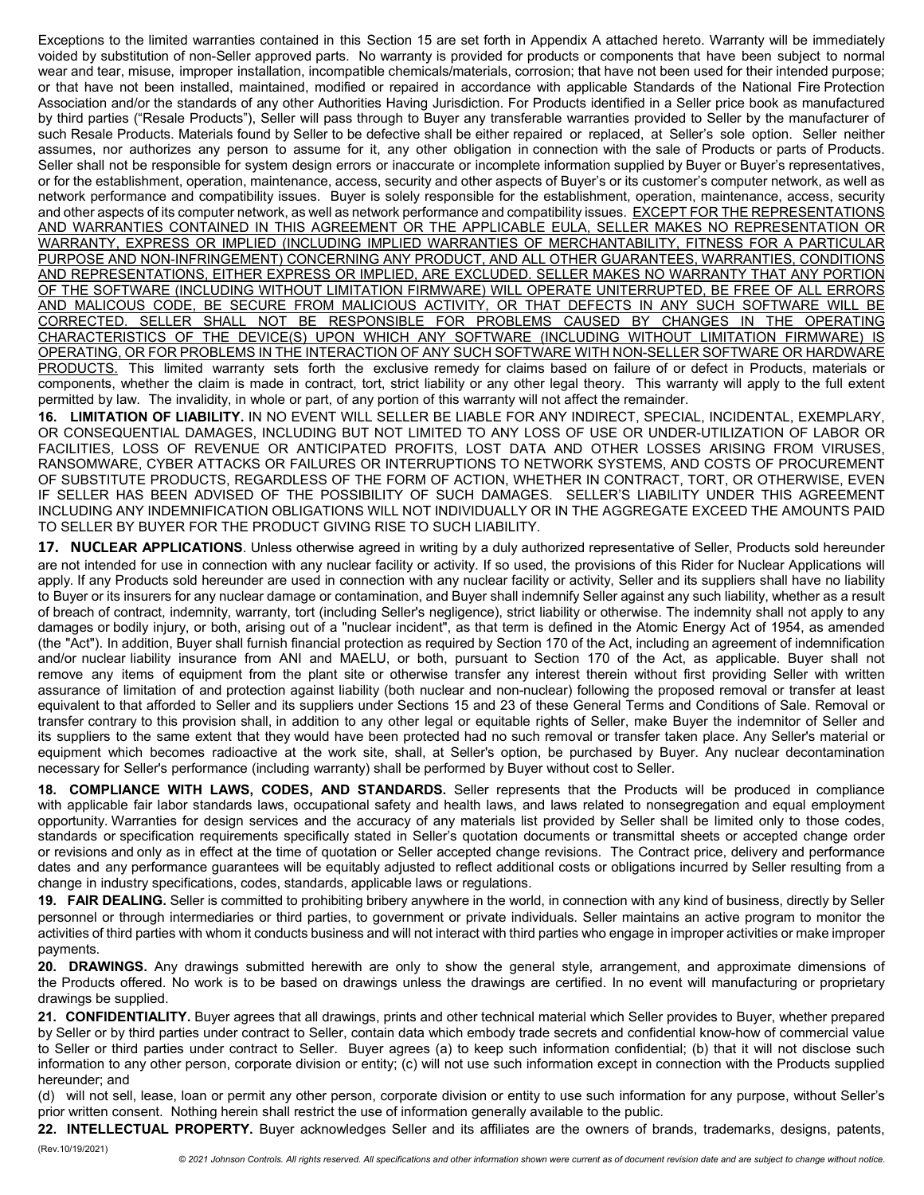Exceptions to the limited warranties contained in this Section 15 are set forth in Appendix A attached hereto. Warranty will be immediately voided by substitution of non-Seller approved parts. No warranty is provided for products or components that have been subject to normal wear and tear, misuse, improper installation, incompatible chemicals/materials, corrosion; that have not been used for their intended purpose; or that have not been installed, maintained, modified or repaired in accordance with applicable Standards of the National Fire Protection Association and/or the standards of any other Authorities Having Jurisdiction. For Products identified in a Seller price book as manufactured by third parties ("Resale Products"), Seller will pass through to Buyer any transferable warranties provided to Seller by the manufacturer of such Resale Products. Materials found by Seller to be defective shall be either repaired or replaced, at Seller's sole option. Seller neither assumes, nor authorizes any person to assume for it, any other obligation in connection with the sale of Products or parts of Products. Seller shall not be responsible for system design errors or inaccurate or incomplete information supplied by Buyer or Buyer's representatives, or for the establishment, operation, maintenance, access, security and other aspects of Buyer's or its customer's computer network, as well as network performance and compatibility issues. Buyer is solely responsible for the establishment, operation, maintenance, access, security and other aspects of its computer network, as well as network performance and compatibility issues. EXCEPT FOR THE REPRESENTATIONS AND WARRANTIES CONTAINED IN THIS AGREEMENT OR THE APPLICABLE EULA, SELLER MAKES NO REPRESENTATION OR WARRANTY, EXPRESS OR IMPLIED (INCLUDING IMPLIED WARRANTIES OF MERCHANTABILITY, FITNESS FOR A PARTICULAR PURPOSE AND NON-INFRINGEMENT) CONCERNING ANY PRODUCT, AND ALL OTHER GUARANTEES, WARRANTIES, CONDITIONS AND REPRESENTATIONS, EITHER EXPRESS OR IMPLIED, ARE EXCLUDED. SELLER MAKES NO WARRANTY THAT ANY PORTION OF THE SOFTWARE (INCLUDING WITHOUT LIMITATION FIRMWARE) WILL OPERATE UNITERRUPTED, BE FREE OF ALL ERRORS AND MALICOUS CODE, BE SECURE FROM MALICIOUS ACTIVITY, OR THAT DEFECTS IN ANY SUCH SOFTWARE WILL BE CORRECTED. SELLER SHALL NOT BE RESPONSIBLE FOR PROBLEMS CAUSED BY CHANGES IN THE OPERATING CHARACTERISTICS OF THE DEVICE(S) UPON WHICH ANY SOFTWARE (INCLUDING WITHOUT LIMITATION FIRMWARE) IS OPERATING, OR FOR PROBLEMS IN THE INTERACTION OF ANY SUCH SOFTWARE WITH NON-SELLER SOFTWARE OR HARDWARE PRODUCTS. This limited warranty sets forth the exclusive remedy for claims based on failure of or defect in Products, materials or components, whether the claim is made in contract, tort, strict liability or any other legal theory. This warranty will apply to the full extent permitted by law. The invalidity, in whole or part, of any portion of this warranty will not affect the remainder.

**16. LIMITATION OF LIABILITY.** IN NO EVENT WILL SELLER BE LIABLE FOR ANY INDIRECT, SPECIAL, INCIDENTAL, EXEMPLARY, OR CONSEQUENTIAL DAMAGES, INCLUDING BUT NOT LIMITED TO ANY LOSS OF USE OR UNDER-UTILIZATION OF LABOR OR FACILITIES, LOSS OF REVENUE OR ANTICIPATED PROFITS, LOST DATA AND OTHER LOSSES ARISING FROM VIRUSES, RANSOMWARE, CYBER ATTACKS OR FAILURES OR INTERRUPTIONS TO NETWORK SYSTEMS, AND COSTS OF PROCUREMENT OF SUBSTITUTE PRODUCTS, REGARDLESS OF THE FORM OF ACTION, WHETHER IN CONTRACT, TORT, OR OTHERWISE, EVEN IF SELLER HAS BEEN ADVISED OF THE POSSIBILITY OF SUCH DAMAGES. SELLER'S LIABILITY UNDER THIS AGREEMENT INCLUDING ANY INDEMNIFICATION OBLIGATIONS WILL NOT INDIVIDUALLY OR IN THE AGGREGATE EXCEED THE AMOUNTS PAID TO SELLER BY BUYER FOR THE PRODUCT GIVING RISE TO SUCH LIABILITY.

**17. NUCLEAR APPLICATIONS**. Unless otherwise agreed in writing by a duly authorized representative of Seller, Products sold hereunder are not intended for use in connection with any nuclear facility or activity. If so used, the provisions of this Rider for Nuclear Applications will apply. If any Products sold hereunder are used in connection with any nuclear facility or activity, Seller and its suppliers shall have no liability to Buyer or its insurers for any nuclear damage or contamination, and Buyer shall indemnify Seller against any such liability, whether as a result of breach of contract, indemnity, warranty, tort (including Seller's negligence), strict liability or otherwise. The indemnity shall not apply to any damages or bodily injury, or both, arising out of a "nuclear incident", as that term is defined in the Atomic Energy Act of 1954, as amended (the "Act"). In addition, Buyer shall furnish financial protection as required by Section 170 of the Act, including an agreement of indemnification and/or nuclear liability insurance from ANI and MAELU, or both, pursuant to Section 170 of the Act, as applicable. Buyer shall not remove any items of equipment from the plant site or otherwise transfer any interest therein without first providing Seller with written assurance of limitation of and protection against liability (both nuclear and non-nuclear) following the proposed removal or transfer at least equivalent to that afforded to Seller and its suppliers under Sections 15 and 23 of these General Terms and Conditions of Sale. Removal or transfer contrary to this provision shall, in addition to any other legal or equitable rights of Seller, make Buyer the indemnitor of Seller and its suppliers to the same extent that they would have been protected had no such removal or transfer taken place. Any Seller's material or equipment which becomes radioactive at the work site, shall, at Seller's option, be purchased by Buyer. Any nuclear decontamination necessary for Seller's performance (including warranty) shall be performed by Buyer without cost to Seller.

**18. COMPLIANCE WITH LAWS, CODES, AND STANDARDS.** Seller represents that the Products will be produced in compliance with applicable fair labor standards laws, occupational safety and health laws, and laws related to nonsegregation and equal employment opportunity. Warranties for design services and the accuracy of any materials list provided by Seller shall be limited only to those codes, standards or specification requirements specifically stated in Seller's quotation documents or transmittal sheets or accepted change order or revisions and only as in effect at the time of quotation or Seller accepted change revisions. The Contract price, delivery and performance dates and any performance guarantees will be equitably adjusted to reflect additional costs or obligations incurred by Seller resulting from a change in industry specifications, codes, standards, applicable laws or regulations.

**19. FAIR DEALING.** Seller is committed to prohibiting bribery anywhere in the world, in connection with any kind of business, directly by Seller personnel or through intermediaries or third parties, to government or private individuals. Seller maintains an active program to monitor the activities of third parties with whom it conducts business and will not interact with third parties who engage in improper activities or make improper payments.

**20. DRAWINGS.** Any drawings submitted herewith are only to show the general style, arrangement, and approximate dimensions of the Products offered. No work is to be based on drawings unless the drawings are certified. In no event will manufacturing or proprietary drawings be supplied.

**21. CONFIDENTIALITY.** Buyer agrees that all drawings, prints and other technical material which Seller provides to Buyer, whether prepared by Seller or by third parties under contract to Seller, contain data which embody trade secrets and confidential know-how of commercial value to Seller or third parties under contract to Seller. Buyer agrees (a) to keep such information confidential; (b) that it will not disclose such information to any other person, corporate division or entity; (c) will not use such information except in connection with the Products supplied hereunder; and

(d) will not sell, lease, loan or permit any other person, corporate division or entity to use such information for any purpose, without Seller's prior written consent. Nothing herein shall restrict the use of information generally available to the public.

**22. INTELLECTUAL PROPERTY.** Buyer acknowledges Seller and its affiliates are the owners of brands, trademarks, designs, patents,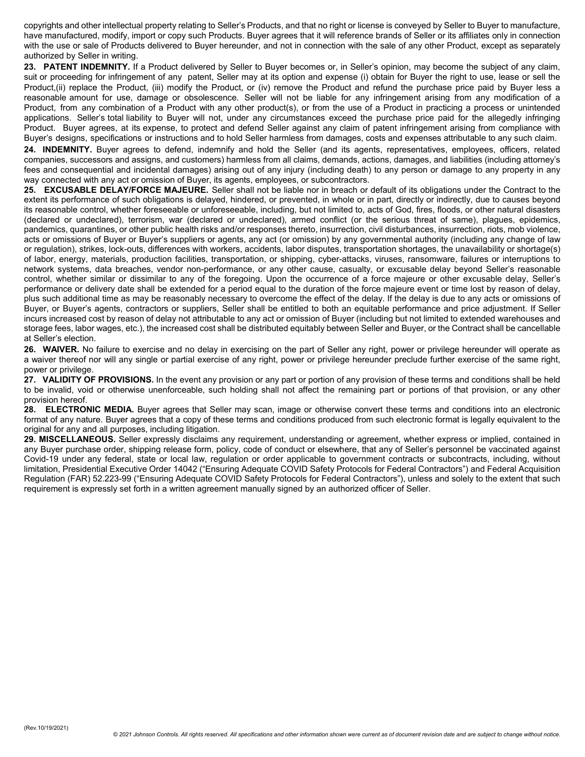copyrights and other intellectual property relating to Seller's Products, and that no right or license is conveyed by Seller to Buyer to manufacture, have manufactured, modify, import or copy such Products. Buyer agrees that it will reference brands of Seller or its affiliates only in connection with the use or sale of Products delivered to Buyer hereunder, and not in connection with the sale of any other Product, except as separately authorized by Seller in writing.

**23. PATENT INDEMNITY.** If a Product delivered by Seller to Buyer becomes or, in Seller's opinion, may become the subject of any claim, suit or proceeding for infringement of any patent, Seller may at its option and expense (i) obtain for Buyer the right to use, lease or sell the Product,(ii) replace the Product, (iii) modify the Product, or (iv) remove the Product and refund the purchase price paid by Buyer less a reasonable amount for use, damage or obsolescence. Seller will not be liable for any infringement arising from any modification of a Product, from any combination of a Product with any other product(s), or from the use of a Product in practicing a process or unintended applications. Seller's total liability to Buyer will not, under any circumstances exceed the purchase price paid for the allegedly infringing Product. Buyer agrees, at its expense, to protect and defend Seller against any claim of patent infringement arising from compliance with Buyer's designs, specifications or instructions and to hold Seller harmless from damages, costs and expenses attributable to any such claim.

**24. INDEMNITY.** Buyer agrees to defend, indemnify and hold the Seller (and its agents, representatives, employees, officers, related companies, successors and assigns, and customers) harmless from all claims, demands, actions, damages, and liabilities (including attorney's fees and consequential and incidental damages) arising out of any injury (including death) to any person or damage to any property in any way connected with any act or omission of Buyer, its agents, employees, or subcontractors.

**25. EXCUSABLE DELAY/FORCE MAJEURE.** Seller shall not be liable nor in breach or default of its obligations under the Contract to the extent its performance of such obligations is delayed, hindered, or prevented, in whole or in part, directly or indirectly, due to causes beyond its reasonable control, whether foreseeable or unforeseeable, including, but not limited to, acts of God, fires, floods, or other natural disasters (declared or undeclared), terrorism, war (declared or undeclared), armed conflict (or the serious threat of same), plagues, epidemics, pandemics, quarantines, or other public health risks and/or responses thereto, insurrection, civil disturbances, insurrection, riots, mob violence, acts or omissions of Buyer or Buyer's suppliers or agents, any act (or omission) by any governmental authority (including any change of law or regulation), strikes, lock-outs, differences with workers, accidents, labor disputes, transportation shortages, the unavailability or shortage(s) of labor, energy, materials, production facilities, transportation, or shipping, cyber-attacks, viruses, ransomware, failures or interruptions to network systems, data breaches, vendor non-performance, or any other cause, casualty, or excusable delay beyond Seller's reasonable control, whether similar or dissimilar to any of the foregoing. Upon the occurrence of a force majeure or other excusable delay, Seller's performance or delivery date shall be extended for a period equal to the duration of the force majeure event or time lost by reason of delay, plus such additional time as may be reasonably necessary to overcome the effect of the delay. If the delay is due to any acts or omissions of Buyer, or Buyer's agents, contractors or suppliers, Seller shall be entitled to both an equitable performance and price adjustment. If Seller incurs increased cost by reason of delay not attributable to any act or omission of Buyer (including but not limited to extended warehouses and storage fees, labor wages, etc.), the increased cost shall be distributed equitably between Seller and Buyer, or the Contract shall be cancellable at Seller's election.

**26. WAIVER.** No failure to exercise and no delay in exercising on the part of Seller any right, power or privilege hereunder will operate as a waiver thereof nor will any single or partial exercise of any right, power or privilege hereunder preclude further exercise of the same right, power or privilege.

**27. VALIDITY OF PROVISIONS.** In the event any provision or any part or portion of any provision of these terms and conditions shall be held to be invalid, void or otherwise unenforceable, such holding shall not affect the remaining part or portions of that provision, or any other provision hereof.

**28. ELECTRONIC MEDIA.** Buyer agrees that Seller may scan, image or otherwise convert these terms and conditions into an electronic format of any nature. Buyer agrees that a copy of these terms and conditions produced from such electronic format is legally equivalent to the original for any and all purposes, including litigation.

**29. MISCELLANEOUS.** Seller expressly disclaims any requirement, understanding or agreement, whether express or implied, contained in any Buyer purchase order, shipping release form, policy, code of conduct or elsewhere, that any of Seller's personnel be vaccinated against Covid-19 under any federal, state or local law, regulation or order applicable to government contracts or subcontracts, including, without limitation, Presidential Executive Order 14042 ("Ensuring Adequate COVID Safety Protocols for Federal Contractors") and Federal Acquisition Regulation (FAR) 52.223-99 ("Ensuring Adequate COVID Safety Protocols for Federal Contractors"), unless and solely to the extent that such requirement is expressly set forth in a written agreement manually signed by an authorized officer of Seller.

(Rev.10/19/2021)

*© 2021 Johnson Controls. All rights reserved. All specifications and other information shown were current as of document revision date and are subject to change without notice.*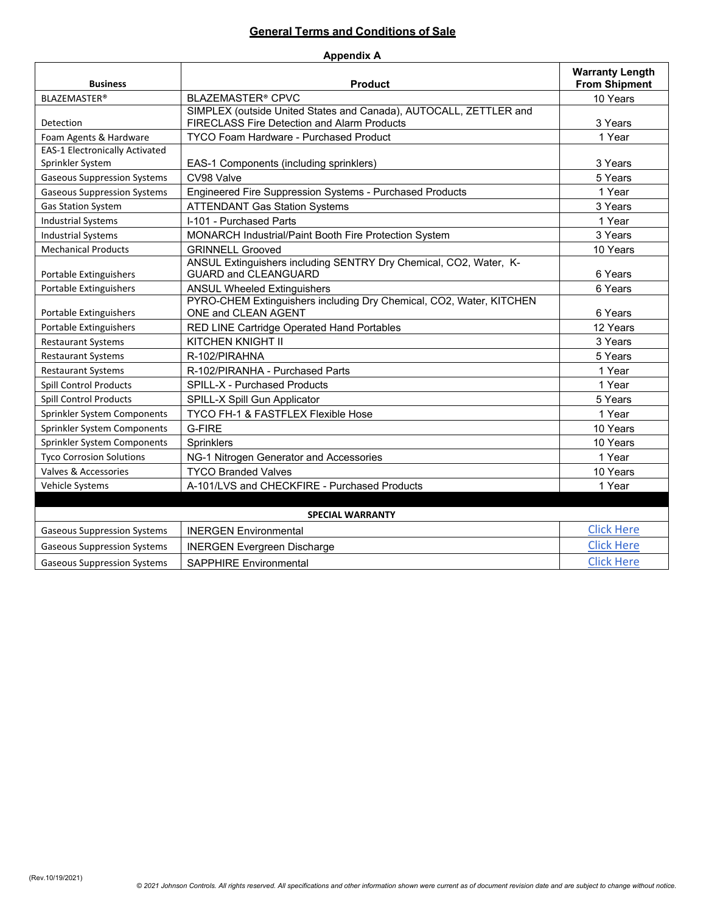## General Terms and Conditions of Sale

**Appendix A**

| Business | Product | Warranty Length From Shipment |
|---|---|---|
| BLAZEMASTER® | BLAZEMASTER® CPVC | 10 Years |
| Detection | SIMPLEX (outside United States and Canada), AUTOCALL, ZETTLER and FIRECLASS Fire Detection and Alarm Products | 3 Years |
| Foam Agents & Hardware | TYCO Foam Hardware - Purchased Product | 1 Year |
| EAS-1 Electronically Activated Sprinkler System | EAS-1 Components (including sprinklers) | 3 Years |
| Gaseous Suppression Systems | CV98 Valve | 5 Years |
| Gaseous Suppression Systems | Engineered Fire Suppression Systems - Purchased Products | 1 Year |
| Gas Station System | ATTENDANT Gas Station Systems | 3 Years |
| Industrial Systems | I-101 - Purchased Parts | 1 Year |
| Industrial Systems | MONARCH Industrial/Paint Booth Fire Protection System | 3 Years |
| Mechanical Products | GRINNELL Grooved | 10 Years |
| Portable Extinguishers | ANSUL Extinguishers including SENTRY Dry Chemical, CO2, Water, K-GUARD and CLEANGUARD | 6 Years |
| Portable Extinguishers | ANSUL Wheeled Extinguishers | 6 Years |
| Portable Extinguishers | PYRO-CHEM Extinguishers including Dry Chemical, CO2, Water, KITCHEN ONE and CLEAN AGENT | 6 Years |
| Portable Extinguishers | RED LINE Cartridge Operated Hand Portables | 12 Years |
| Restaurant Systems | KITCHEN KNIGHT II | 3 Years |
| Restaurant Systems | R-102/PIRAHNA | 5 Years |
| Restaurant Systems | R-102/PIRANHA - Purchased Parts | 1 Year |
| Spill Control Products | SPILL-X - Purchased Products | 1 Year |
| Spill Control Products | SPILL-X Spill Gun Applicator | 5 Years |
| Sprinkler System Components | TYCO FH-1 & FASTFLEX Flexible Hose | 1 Year |
| Sprinkler System Components | G-FIRE | 10 Years |
| Sprinkler System Components | Sprinklers | 10 Years |
| Tyco Corrosion Solutions | NG-1 Nitrogen Generator and Accessories | 1 Year |
| Valves & Accessories | TYCO Branded Valves | 10 Years |
| Vehicle Systems | A-101/LVS and CHECKFIRE - Purchased Products | 1 Year |
| | | |
| **SPECIAL WARRANTY** | | |
| Gaseous Suppression Systems | INERGEN Environmental | Click Here |
| Gaseous Suppression Systems | INERGEN Evergreen Discharge | Click Here |
| Gaseous Suppression Systems | SAPPHIRE Environmental | Click Here |

(Rev.10/19/2021)

*© 2021 Johnson Controls. All rights reserved. All specifications and other information shown were current as of document revision date and are subject to change without notice.*